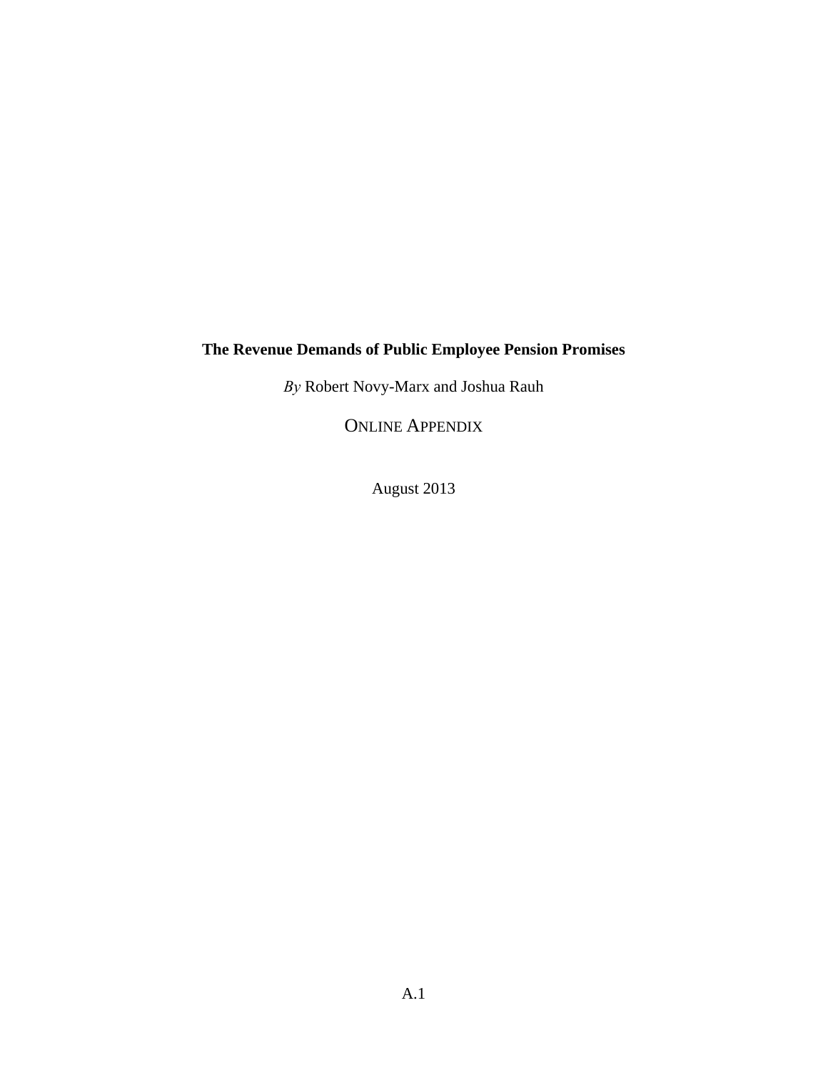**The Revenue Demands of Public Employee Pension Promises**

*By* Robert Novy-Marx and Joshua Rauh

ONLINE APPENDIX

August 2013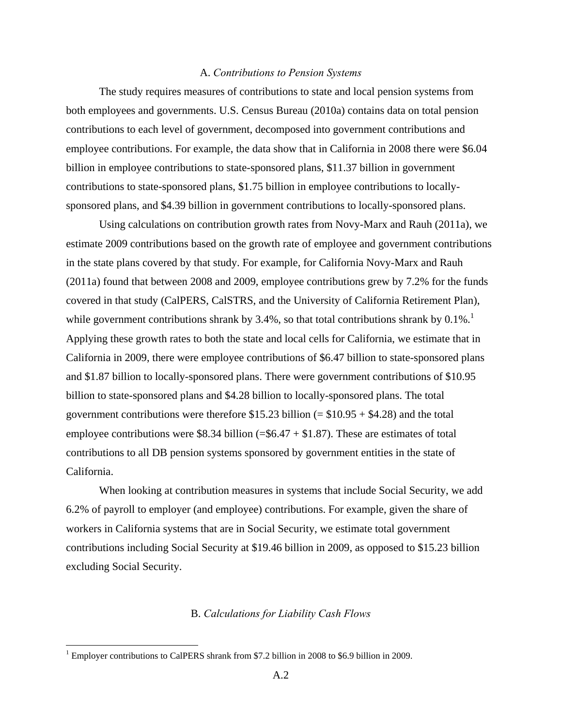### A. *Contributions to Pension Systems*

The study requires measures of contributions to state and local pension systems from both employees and governments. U.S. Census Bureau (2010a) contains data on total pension contributions to each level of government, decomposed into government contributions and employee contributions. For example, the data show that in California in 2008 there were $6.04 billion in employee contributions to state-sponsored plans, $11.37 billion in government contributions to state-sponsored plans, $1.75 billion in employee contributions to locally-sponsored plans, and $4.39 billion in government contributions to locally-sponsored plans.

Using calculations on contribution growth rates from Novy-Marx and Rauh (2011a), we estimate 2009 contributions based on the growth rate of employee and government contributions in the state plans covered by that study. For example, for California Novy-Marx and Rauh (2011a) found that between 2008 and 2009, employee contributions grew by 7.2% for the funds covered in that study (CalPERS, CalSTRS, and the University of California Retirement Plan), while government contributions shrank by 3.4%, so that total contributions shrank by 0.1%.[1] Applying these growth rates to both the state and local cells for California, we estimate that in California in 2009, there were employee contributions of $6.47 billion to state-sponsored plans and $1.87 billion to locally-sponsored plans. There were government contributions of $10.95 billion to state-sponsored plans and $4.28 billion to locally-sponsored plans. The total government contributions were therefore $15.23 billion (= $10.95 + $4.28) and the total employee contributions were $8.34 billion (=$6.47 + $1.87). These are estimates of total contributions to all DB pension systems sponsored by government entities in the state of California.

When looking at contribution measures in systems that include Social Security, we add 6.2% of payroll to employer (and employee) contributions. For example, given the share of workers in California systems that are in Social Security, we estimate total government contributions including Social Security at $19.46 billion in 2009, as opposed to $15.23 billion excluding Social Security.

### B. *Calculations for Liability Cash Flows*

[1] Employer contributions to CalPERS shrank from $7.2 billion in 2008 to $6.9 billion in 2009.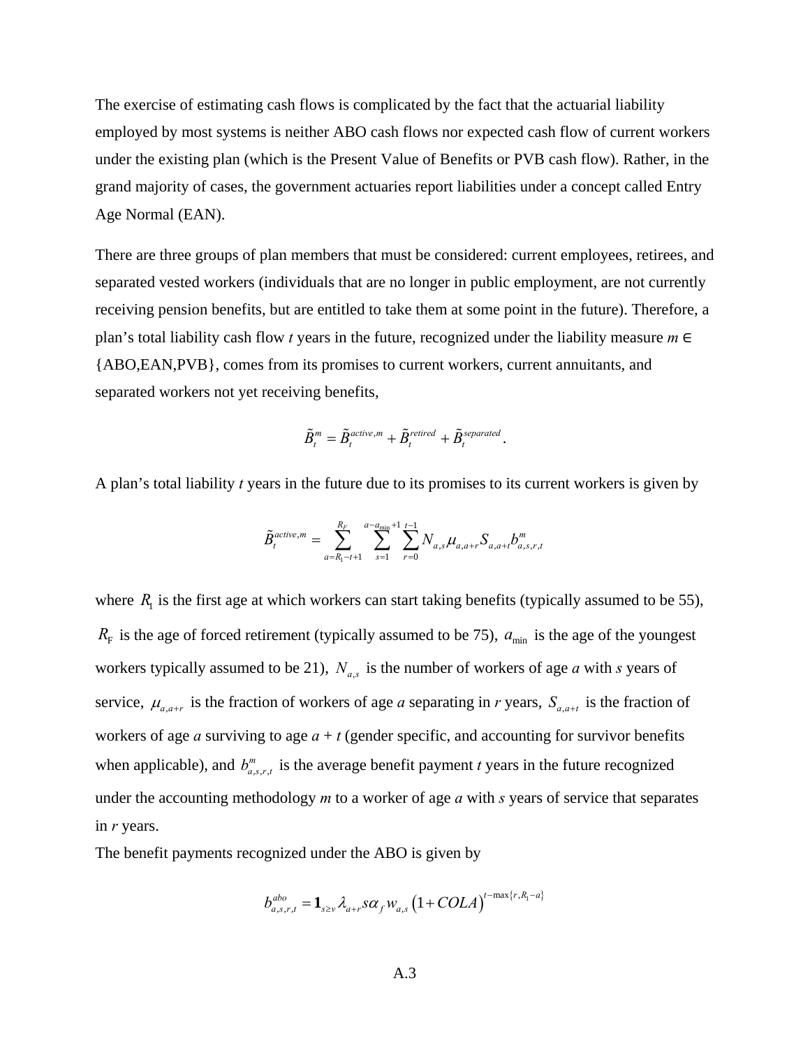The exercise of estimating cash flows is complicated by the fact that the actuarial liability employed by most systems is neither ABO cash flows nor expected cash flow of current workers under the existing plan (which is the Present Value of Benefits or PVB cash flow). Rather, in the grand majority of cases, the government actuaries report liabilities under a concept called Entry Age Normal (EAN).

There are three groups of plan members that must be considered: current employees, retirees, and separated vested workers (individuals that are no longer in public employment, are not currently receiving pension benefits, but are entitled to take them at some point in the future). Therefore, a plan's total liability cash flow *t* years in the future, recognized under the liability measure $m \in$ {ABO,EAN,PVB}, comes from its promises to current workers, current annuitants, and separated workers not yet receiving benefits,

$$\tilde{B}_t^m = \tilde{B}_t^{active,m} + \tilde{B}_t^{retired} + \tilde{B}_t^{separated}.$$

A plan's total liability *t* years in the future due to its promises to its current workers is given by

$$\tilde{B}_t^{active,m} = \sum_{a=R_1-t+1}^{R_F} \sum_{s=1}^{a-a_{\min}+1} \sum_{r=0}^{t-1} N_{a,s}\mu_{a,a+r}S_{a,a+t}b_{a,s,r,t}^m$$

where $R_1$ is the first age at which workers can start taking benefits (typically assumed to be 55), $R_F$ is the age of forced retirement (typically assumed to be 75), $a_{\min}$ is the age of the youngest workers typically assumed to be 21), $N_{a,s}$ is the number of workers of age *a* with *s* years of service, $\mu_{a,a+r}$ is the fraction of workers of age *a* separating in *r* years, $S_{a,a+t}$ is the fraction of workers of age *a* surviving to age *a* + *t* (gender specific, and accounting for survivor benefits when applicable), and $b_{a,s,r,t}^m$ is the average benefit payment *t* years in the future recognized under the accounting methodology *m* to a worker of age *a* with *s* years of service that separates in *r* years.

The benefit payments recognized under the ABO is given by

$$b_{a,s,r,t}^{abo} = \mathbf{1}_{s \geq v}\lambda_{a+r}s\alpha_f w_{a,s}\left(1+COLA\right)^{t-\max\{r,R_1-a\}}$$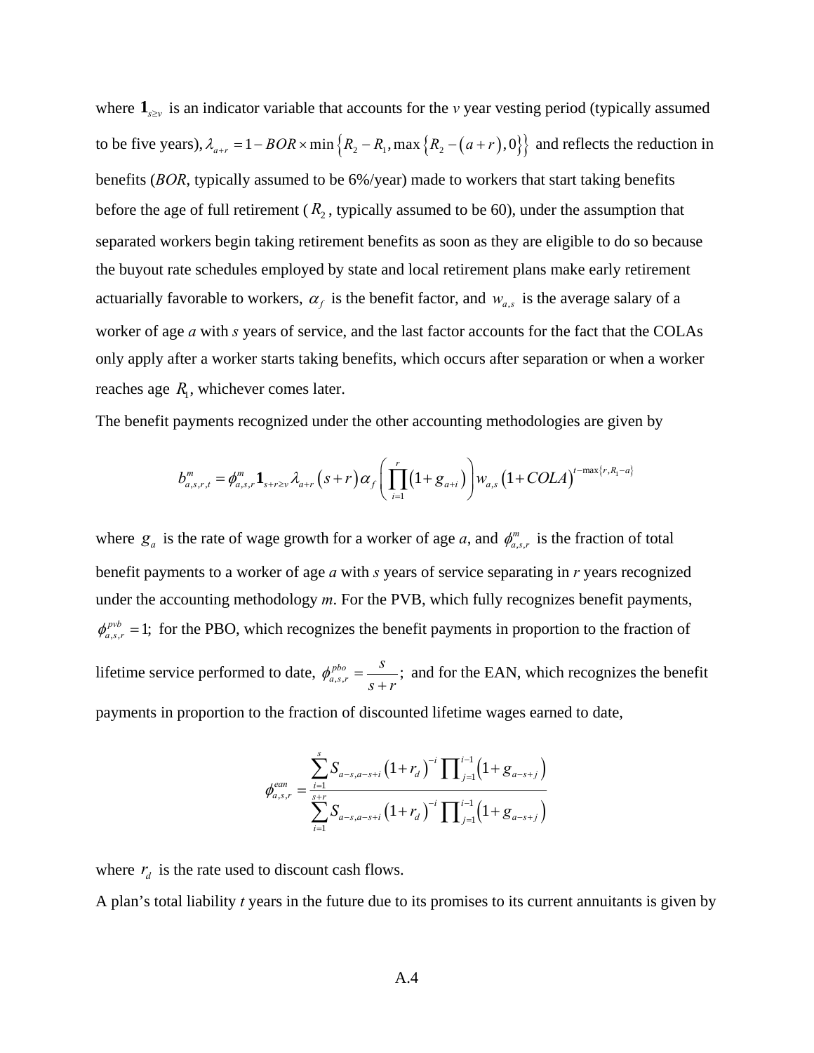where $\mathbf{1}_{s \geq v}$ is an indicator variable that accounts for the *v* year vesting period (typically assumed to be five years), $\lambda_{a+r} = 1 - BOR \times \min\left\{R_2 - R_1, \max\left\{R_2 - (a+r), 0\right\}\right\}$ and reflects the reduction in benefits (*BOR*, typically assumed to be 6%/year) made to workers that start taking benefits before the age of full retirement ( $R_2$ , typically assumed to be 60), under the assumption that separated workers begin taking retirement benefits as soon as they are eligible to do so because the buyout rate schedules employed by state and local retirement plans make early retirement actuarially favorable to workers, $\alpha_f$ is the benefit factor, and $w_{a,s}$ is the average salary of a worker of age *a* with *s* years of service, and the last factor accounts for the fact that the COLAs only apply after a worker starts taking benefits, which occurs after separation or when a worker reaches age $R_1$, whichever comes later.

The benefit payments recognized under the other accounting methodologies are given by

$$b^m_{a,s,r,t} = \phi^m_{a,s,r} \mathbf{1}_{s+r \geq v} \lambda_{a+r} (s+r) \alpha_f \left( \prod_{i=1}^{r} (1 + g_{a+i}) \right) w_{a,s} (1 + COLA)^{t - \max\{r, R_1 - a\}}$$

where $g_a$ is the rate of wage growth for a worker of age *a*, and $\phi^m_{a,s,r}$ is the fraction of total benefit payments to a worker of age *a* with *s* years of service separating in *r* years recognized under the accounting methodology *m*. For the PVB, which fully recognizes benefit payments, $\phi^{pvb}_{a,s,r} = 1$; for the PBO, which recognizes the benefit payments in proportion to the fraction of lifetime service performed to date, $\phi^{pbo}_{a,s,r} = \frac{s}{s+r}$; and for the EAN, which recognizes the benefit payments in proportion to the fraction of discounted lifetime wages earned to date,

$$\phi^{ean}_{a,s,r} = \frac{\sum_{i=1}^{s} S_{a-s,a-s+i} (1 + r_d)^{-i} \prod_{j=1}^{i-1} (1 + g_{a-s+j})}{\sum_{i=1}^{s+r} S_{a-s,a-s+i} (1 + r_d)^{-i} \prod_{j=1}^{i-1} (1 + g_{a-s+j})}$$

where $r_d$ is the rate used to discount cash flows.

A plan's total liability *t* years in the future due to its promises to its current annuitants is given by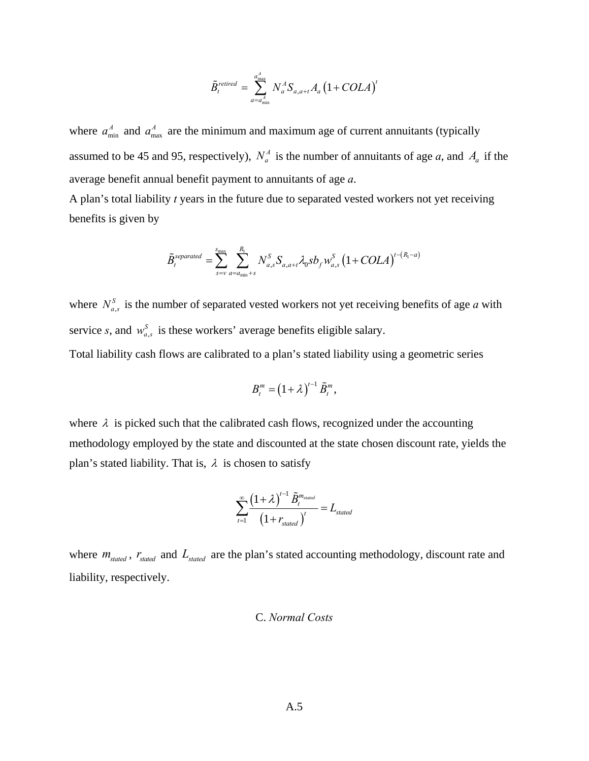$$\tilde{B}_t^{retired} = \sum_{a=a_{\min}^A}^{a_{\max}^A} N_a^A S_{a,a+t} A_a \left(1+COLA\right)^t$$

where $a_{\min}^A$ and $a_{\max}^A$ are the minimum and maximum age of current annuitants (typically assumed to be 45 and 95, respectively), $N_a^A$ is the number of annuitants of age *a*, and $A_a$ if the average benefit annual benefit payment to annuitants of age *a*.

A plan's total liability *t* years in the future due to separated vested workers not yet receiving benefits is given by

$$\tilde{B}_t^{separated} = \sum_{s=v}^{s_{\max}} \sum_{a=a_{\min}+s}^{R_1} N_{a,s}^S S_{a,a+t} \lambda_0 s b_f w_{a,s}^S \left(1+COLA\right)^{t-(R_1-a)}$$

where $N_{a,s}^S$ is the number of separated vested workers not yet receiving benefits of age *a* with service *s*, and $w_{a,s}^S$ is these workers' average benefits eligible salary.

Total liability cash flows are calibrated to a plan's stated liability using a geometric series

$$B_t^m = \left(1+\lambda\right)^{t-1} \tilde{B}_t^m,$$

where $\lambda$ is picked such that the calibrated cash flows, recognized under the accounting methodology employed by the state and discounted at the state chosen discount rate, yields the plan's stated liability. That is, $\lambda$ is chosen to satisfy

$$\sum_{t=1}^{\infty} \frac{\left(1+\lambda\right)^{t-1} \tilde{B}_t^{m_{stated}}}{\left(1+r_{stated}\right)^t} = L_{stated}$$

where $m_{stated}$, $r_{stated}$ and $L_{stated}$ are the plan's stated accounting methodology, discount rate and liability, respectively.

C. *Normal Costs*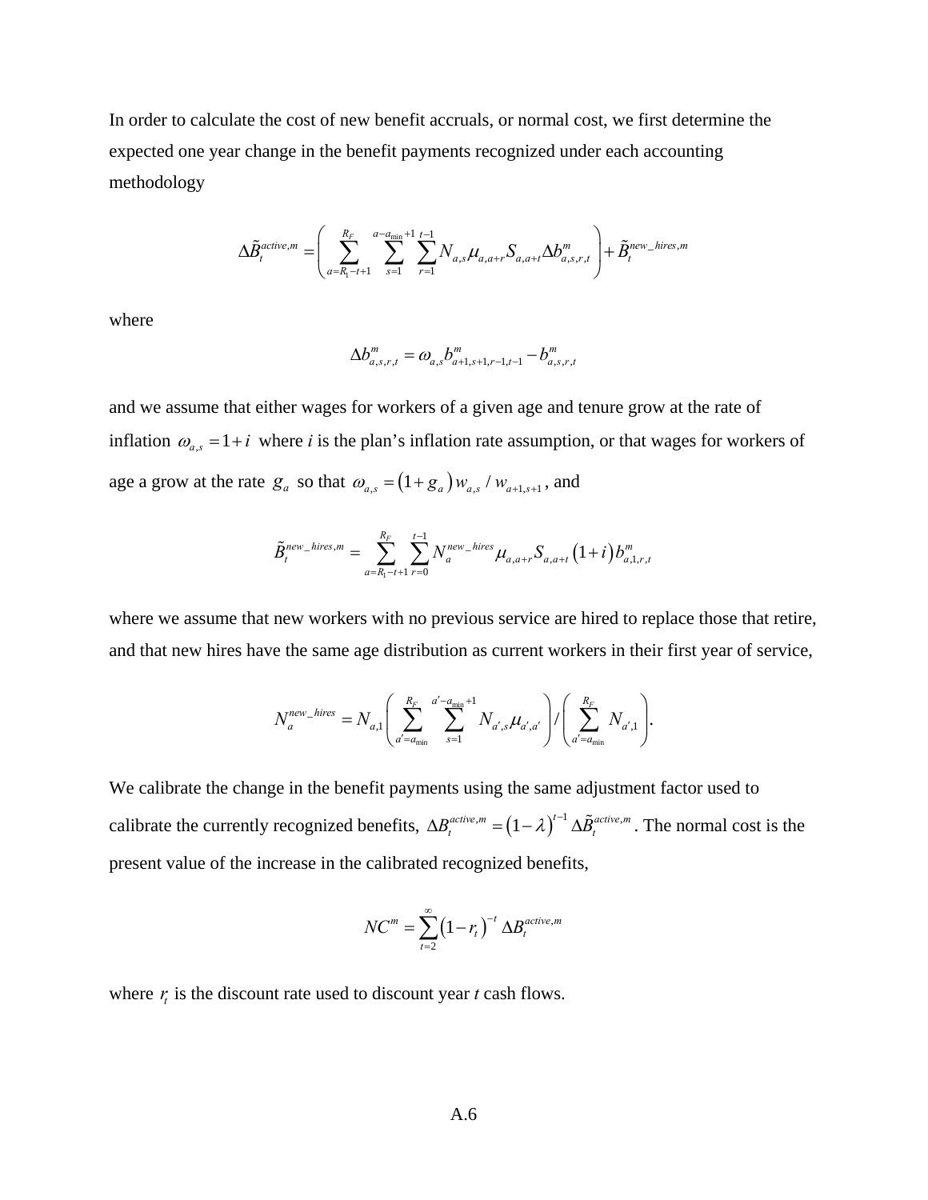In order to calculate the cost of new benefit accruals, or normal cost, we first determine the expected one year change in the benefit payments recognized under each accounting methodology

$$\Delta \tilde{B}_t^{active,m} = \left( \sum_{a=R_1-t+1}^{R_F} \sum_{s=1}^{a-a_{\min}+1} \sum_{r=1}^{t-1} N_{a,s} \mu_{a,a+r} S_{a,a+t} \Delta b_{a,s,r,t}^m \right) + \tilde{B}_t^{new\_hires,m}$$

where

$$\Delta b_{a,s,r,t}^m = \omega_{a,s} b_{a+1,s+1,r-1,t-1}^m - b_{a,s,r,t}^m$$

and we assume that either wages for workers of a given age and tenure grow at the rate of inflation $\omega_{a,s} = 1+i$ where *i* is the plan's inflation rate assumption, or that wages for workers of age a grow at the rate $g_a$ so that $\omega_{a,s} = \left(1+g_a\right) w_{a,s} / w_{a+1,s+1}$, and

$$\tilde{B}_t^{new\_hires,m} = \sum_{a=R_1-t+1}^{R_F} \sum_{r=0}^{t-1} N_a^{new\_hires} \mu_{a,a+r} S_{a,a+t} \left(1+i\right) b_{a,1,r,t}^m$$

where we assume that new workers with no previous service are hired to replace those that retire, and that new hires have the same age distribution as current workers in their first year of service,

$$N_a^{new\_hires} = N_{a,1} \left( \sum_{a'=a_{\min}}^{R_F} \sum_{s=1}^{a'-a_{\min}+1} N_{a',s} \mu_{a',a'} \right) / \left( \sum_{a'=a_{\min}}^{R_F} N_{a',1} \right).$$

We calibrate the change in the benefit payments using the same adjustment factor used to calibrate the currently recognized benefits, $\Delta B_t^{active,m} = \left(1-\lambda\right)^{t-1} \Delta \tilde{B}_t^{active,m}$. The normal cost is the present value of the increase in the calibrated recognized benefits,

$$NC^m = \sum_{t=2}^{\infty} \left(1-r_t\right)^{-t} \Delta B_t^{active,m}$$

where $r_t$ is the discount rate used to discount year *t* cash flows.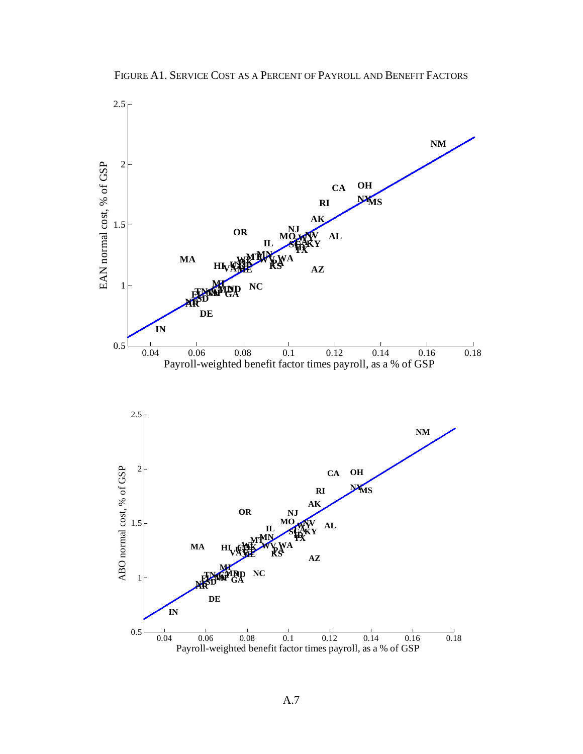Figure A1. Service Cost as a Percent of Payroll and Benefit Factors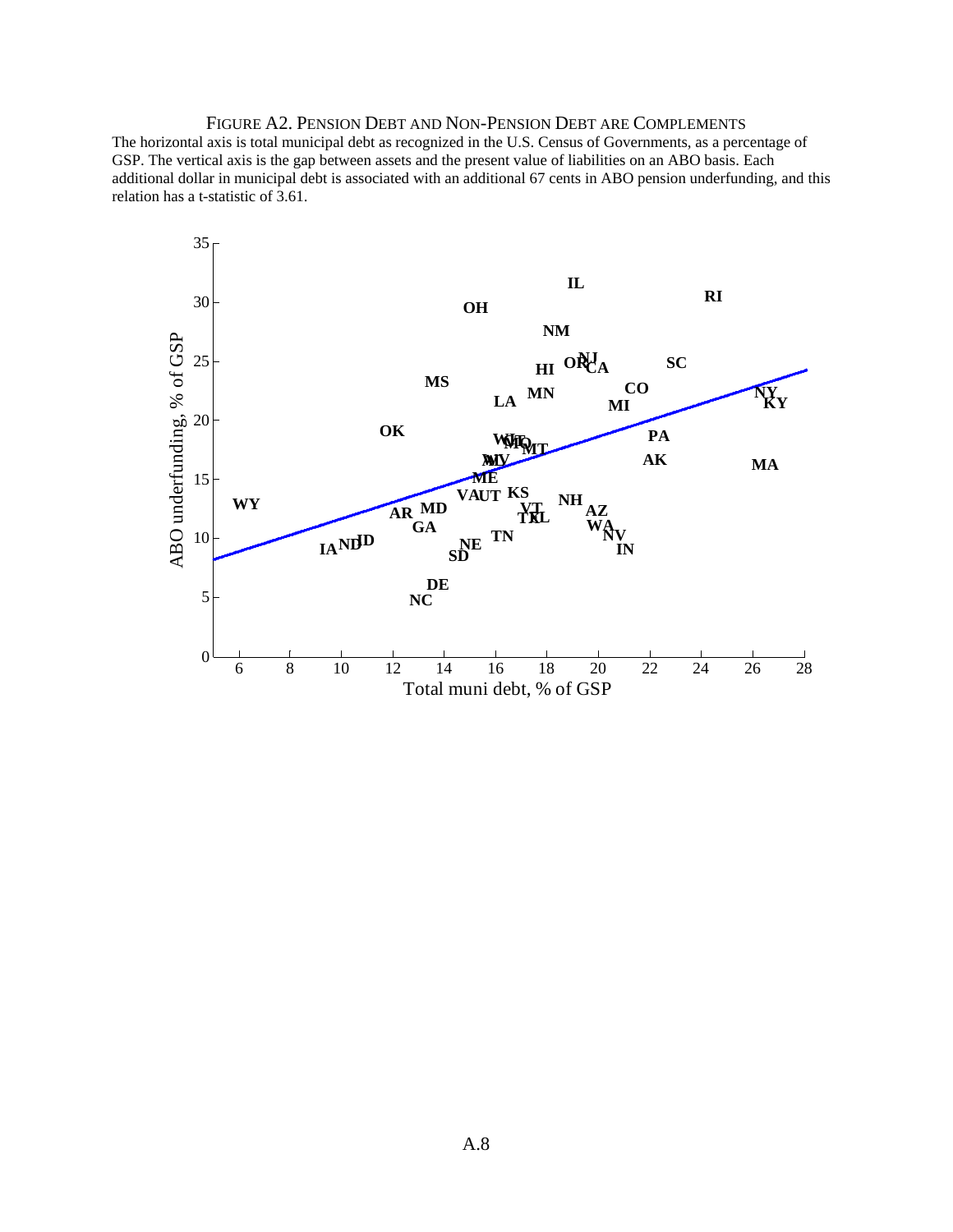FIGURE A2. PENSION DEBT AND NON-PENSION DEBT ARE COMPLEMENTS

The horizontal axis is total municipal debt as recognized in the U.S. Census of Governments, as a percentage of GSP. The vertical axis is the gap between assets and the present value of liabilities on an ABO basis. Each additional dollar in municipal debt is associated with an additional 67 cents in ABO pension underfunding, and this relation has a t-statistic of 3.61.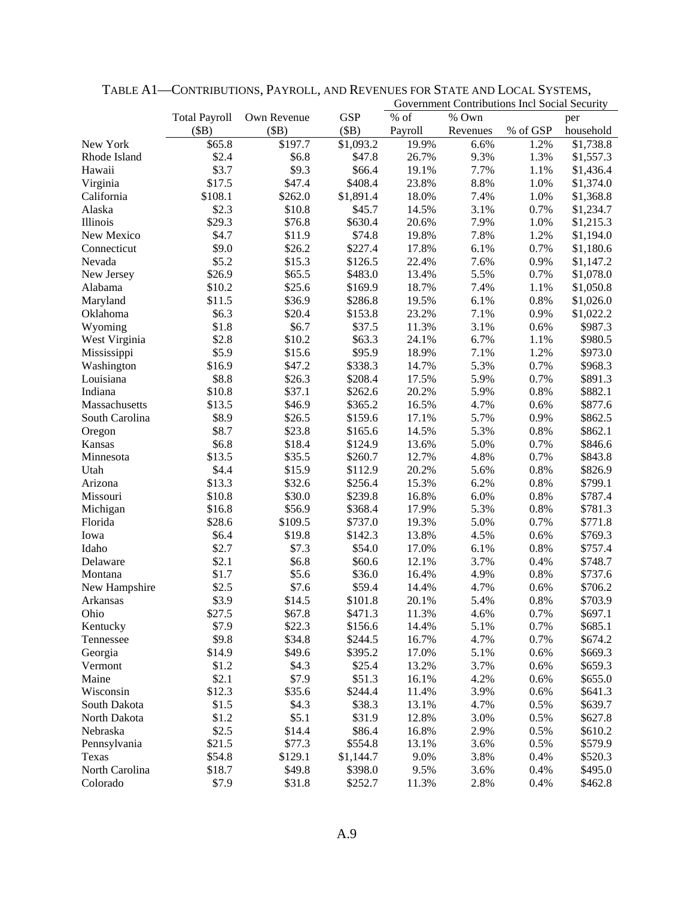TABLE A1—CONTRIBUTIONS, PAYROLL, AND REVENUES FOR STATE AND LOCAL SYSTEMS,

| | Total Payroll ($B) | Own Revenue ($B) | GSP ($B) | Government Contributions Incl Social Security | | | |
|---|---|---|---|---|---|---|---|
| | | | | % of Payroll | % Own Revenues | % of GSP | per household |
| New York | $65.8 | $197.7 | $1,093.2 | 19.9% | 6.6% | 1.2% | $1,738.8 |
| Rhode Island | $2.4 | $6.8 | $47.8 | 26.7% | 9.3% | 1.3% | $1,557.3 |
| Hawaii | $3.7 | $9.3 | $66.4 | 19.1% | 7.7% | 1.1% | $1,436.4 |
| Virginia | $17.5 | $47.4 | $408.4 | 23.8% | 8.8% | 1.0% | $1,374.0 |
| California | $108.1 | $262.0 | $1,891.4 | 18.0% | 7.4% | 1.0% | $1,368.8 |
| Alaska | $2.3 | $10.8 | $45.7 | 14.5% | 3.1% | 0.7% | $1,234.7 |
| Illinois | $29.3 | $76.8 | $630.4 | 20.6% | 7.9% | 1.0% | $1,215.3 |
| New Mexico | $4.7 | $11.9 | $74.8 | 19.8% | 7.8% | 1.2% | $1,194.0 |
| Connecticut | $9.0 | $26.2 | $227.4 | 17.8% | 6.1% | 0.7% | $1,180.6 |
| Nevada | $5.2 | $15.3 | $126.5 | 22.4% | 7.6% | 0.9% | $1,147.2 |
| New Jersey | $26.9 | $65.5 | $483.0 | 13.4% | 5.5% | 0.7% | $1,078.0 |
| Alabama | $10.2 | $25.6 | $169.9 | 18.7% | 7.4% | 1.1% | $1,050.8 |
| Maryland | $11.5 | $36.9 | $286.8 | 19.5% | 6.1% | 0.8% | $1,026.0 |
| Oklahoma | $6.3 | $20.4 | $153.8 | 23.2% | 7.1% | 0.9% | $1,022.2 |
| Wyoming | $1.8 | $6.7 | $37.5 | 11.3% | 3.1% | 0.6% | $987.3 |
| West Virginia | $2.8 | $10.2 | $63.3 | 24.1% | 6.7% | 1.1% | $980.5 |
| Mississippi | $5.9 | $15.6 | $95.9 | 18.9% | 7.1% | 1.2% | $973.0 |
| Washington | $16.9 | $47.2 | $338.3 | 14.7% | 5.3% | 0.7% | $968.3 |
| Louisiana | $8.8 | $26.3 | $208.4 | 17.5% | 5.9% | 0.7% | $891.3 |
| Indiana | $10.8 | $37.1 | $262.6 | 20.2% | 5.9% | 0.8% | $882.1 |
| Massachusetts | $13.5 | $46.9 | $365.2 | 16.5% | 4.7% | 0.6% | $877.6 |
| South Carolina | $8.9 | $26.5 | $159.6 | 17.1% | 5.7% | 0.9% | $862.5 |
| Oregon | $8.7 | $23.8 | $165.6 | 14.5% | 5.3% | 0.8% | $862.1 |
| Kansas | $6.8 | $18.4 | $124.9 | 13.6% | 5.0% | 0.7% | $846.6 |
| Minnesota | $13.5 | $35.5 | $260.7 | 12.7% | 4.8% | 0.7% | $843.8 |
| Utah | $4.4 | $15.9 | $112.9 | 20.2% | 5.6% | 0.8% | $826.9 |
| Arizona | $13.3 | $32.6 | $256.4 | 15.3% | 6.2% | 0.8% | $799.1 |
| Missouri | $10.8 | $30.0 | $239.8 | 16.8% | 6.0% | 0.8% | $787.4 |
| Michigan | $16.8 | $56.9 | $368.4 | 17.9% | 5.3% | 0.8% | $781.3 |
| Florida | $28.6 | $109.5 | $737.0 | 19.3% | 5.0% | 0.7% | $771.8 |
| Iowa | $6.4 | $19.8 | $142.3 | 13.8% | 4.5% | 0.6% | $769.3 |
| Idaho | $2.7 | $7.3 | $54.0 | 17.0% | 6.1% | 0.8% | $757.4 |
| Delaware | $2.1 | $6.8 | $60.6 | 12.1% | 3.7% | 0.4% | $748.7 |
| Montana | $1.7 | $5.6 | $36.0 | 16.4% | 4.9% | 0.8% | $737.6 |
| New Hampshire | $2.5 | $7.6 | $59.4 | 14.4% | 4.7% | 0.6% | $706.2 |
| Arkansas | $3.9 | $14.5 | $101.8 | 20.1% | 5.4% | 0.8% | $703.9 |
| Ohio | $27.5 | $67.8 | $471.3 | 11.3% | 4.6% | 0.7% | $697.1 |
| Kentucky | $7.9 | $22.3 | $156.6 | 14.4% | 5.1% | 0.7% | $685.1 |
| Tennessee | $9.8 | $34.8 | $244.5 | 16.7% | 4.7% | 0.7% | $674.2 |
| Georgia | $14.9 | $49.6 | $395.2 | 17.0% | 5.1% | 0.6% | $669.3 |
| Vermont | $1.2 | $4.3 | $25.4 | 13.2% | 3.7% | 0.6% | $659.3 |
| Maine | $2.1 | $7.9 | $51.3 | 16.1% | 4.2% | 0.6% | $655.0 |
| Wisconsin | $12.3 | $35.6 | $244.4 | 11.4% | 3.9% | 0.6% | $641.3 |
| South Dakota | $1.5 | $4.3 | $38.3 | 13.1% | 4.7% | 0.5% | $639.7 |
| North Dakota | $1.2 | $5.1 | $31.9 | 12.8% | 3.0% | 0.5% | $627.8 |
| Nebraska | $2.5 | $14.4 | $86.4 | 16.8% | 2.9% | 0.5% | $610.2 |
| Pennsylvania | $21.5 | $77.3 | $554.8 | 13.1% | 3.6% | 0.5% | $579.9 |
| Texas | $54.8 | $129.1 | $1,144.7 | 9.0% | 3.8% | 0.4% | $520.3 |
| North Carolina | $18.7 | $49.8 | $398.0 | 9.5% | 3.6% | 0.4% | $495.0 |
| Colorado | $7.9 | $31.8 | $252.7 | 11.3% | 2.8% | 0.4% | $462.8 |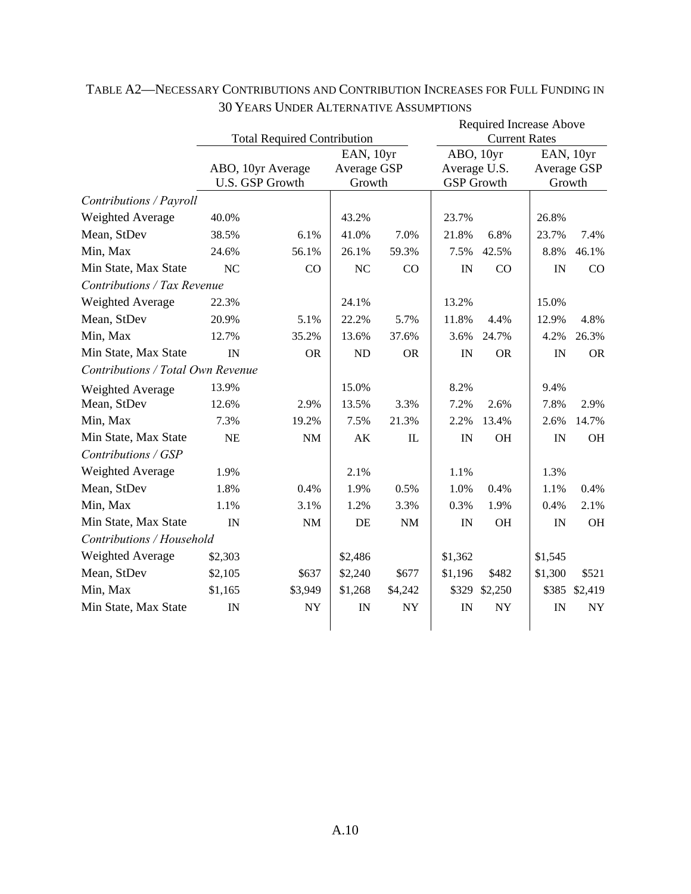TABLE A2—NECESSARY CONTRIBUTIONS AND CONTRIBUTION INCREASES FOR FULL FUNDING IN 30 YEARS UNDER ALTERNATIVE ASSUMPTIONS

| | Total Required Contribution | | | | Required Increase Above Current Rates | | | |
|---|---|---|---|---|---|---|---|---|
| | ABO, 10yr Average U.S. GSP Growth | | EAN, 10yr Average GSP Growth | | ABO, 10yr Average U.S. GSP Growth | | EAN, 10yr Average GSP Growth | |
| *Contributions / Payroll* | | | | | | | | |
| Weighted Average | 40.0% | | 43.2% | | 23.7% | | 26.8% | |
| Mean, StDev | 38.5% | 6.1% | 41.0% | 7.0% | 21.8% | 6.8% | 23.7% | 7.4% |
| Min, Max | 24.6% | 56.1% | 26.1% | 59.3% | 7.5% | 42.5% | 8.8% | 46.1% |
| Min State, Max State | NC | CO | NC | CO | IN | CO | IN | CO |
| *Contributions / Tax Revenue* | | | | | | | | |
| Weighted Average | 22.3% | | 24.1% | | 13.2% | | 15.0% | |
| Mean, StDev | 20.9% | 5.1% | 22.2% | 5.7% | 11.8% | 4.4% | 12.9% | 4.8% |
| Min, Max | 12.7% | 35.2% | 13.6% | 37.6% | 3.6% | 24.7% | 4.2% | 26.3% |
| Min State, Max State | IN | OR | ND | OR | IN | OR | IN | OR |
| *Contributions / Total Own Revenue* | | | | | | | | |
| Weighted Average | 13.9% | | 15.0% | | 8.2% | | 9.4% | |
| Mean, StDev | 12.6% | 2.9% | 13.5% | 3.3% | 7.2% | 2.6% | 7.8% | 2.9% |
| Min, Max | 7.3% | 19.2% | 7.5% | 21.3% | 2.2% | 13.4% | 2.6% | 14.7% |
| Min State, Max State | NE | NM | AK | IL | IN | OH | IN | OH |
| *Contributions / GSP* | | | | | | | | |
| Weighted Average | 1.9% | | 2.1% | | 1.1% | | 1.3% | |
| Mean, StDev | 1.8% | 0.4% | 1.9% | 0.5% | 1.0% | 0.4% | 1.1% | 0.4% |
| Min, Max | 1.1% | 3.1% | 1.2% | 3.3% | 0.3% | 1.9% | 0.4% | 2.1% |
| Min State, Max State | IN | NM | DE | NM | IN | OH | IN | OH |
| *Contributions / Household* | | | | | | | | |
| Weighted Average | $2,303 | | $2,486 | | $1,362 | | $1,545 | |
| Mean, StDev | $2,105 | $637 | $2,240 | $677 | $1,196 | $482 | $1,300 | $521 |
| Min, Max | $1,165 | $3,949 | $1,268 | $4,242 | $329 | $2,250 | $385 | $2,419 |
| Min State, Max State | IN | NY | IN | NY | IN | NY | IN | NY |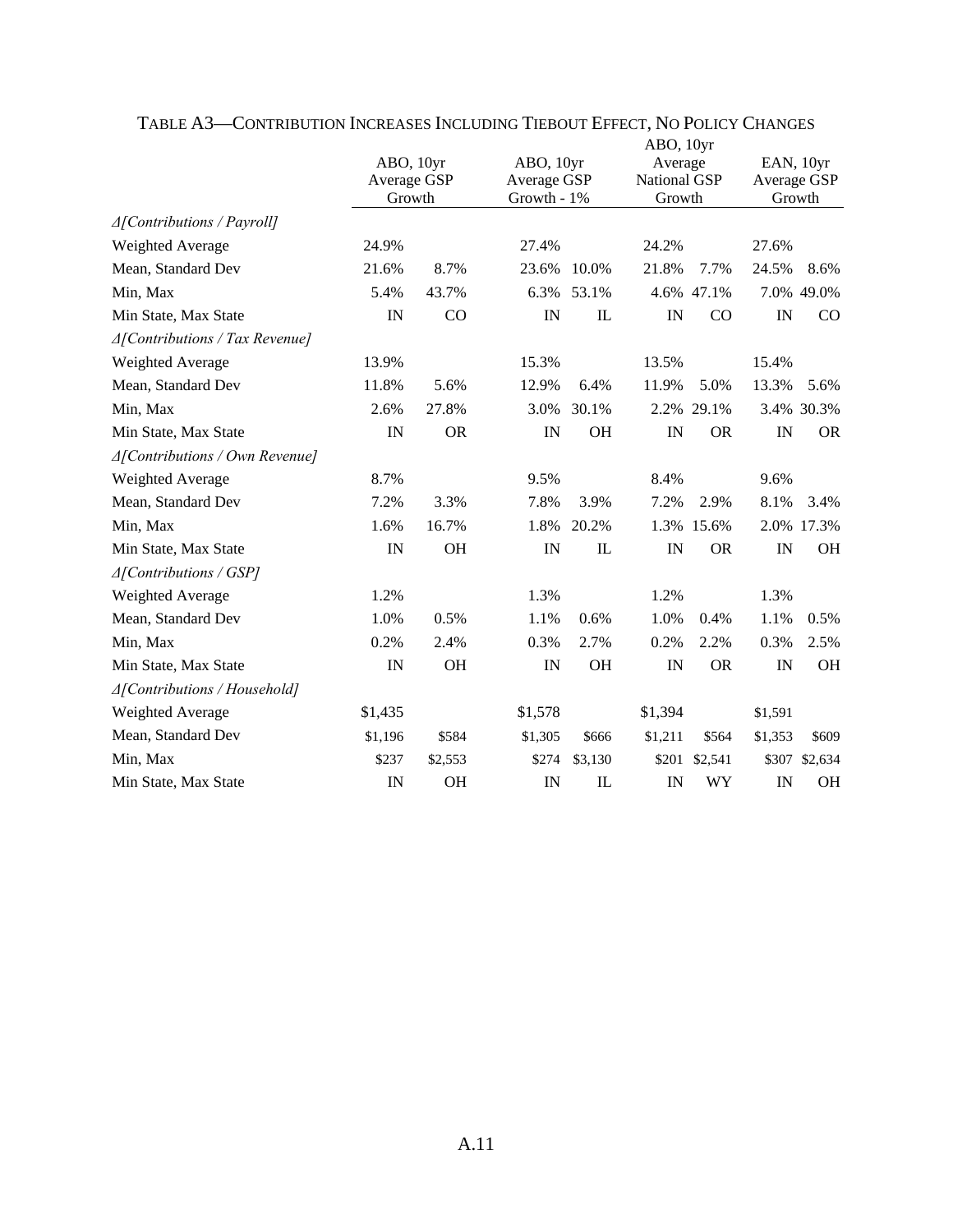TABLE A3—CONTRIBUTION INCREASES INCLUDING TIEBOUT EFFECT, NO POLICY CHANGES

| | ABO, 10yr Average GSP Growth | | ABO, 10yr Average GSP Growth - 1% | | ABO, 10yr Average National GSP Growth | | EAN, 10yr Average GSP Growth | |
|---|---|---|---|---|---|---|---|---|
| *Δ[Contributions / Payroll]* | | | | | | | | |
| Weighted Average | 24.9% | | 27.4% | | 24.2% | | 27.6% | |
| Mean, Standard Dev | 21.6% | 8.7% | 23.6% | 10.0% | 21.8% | 7.7% | 24.5% | 8.6% |
| Min, Max | 5.4% | 43.7% | 6.3% | 53.1% | 4.6% | 47.1% | 7.0% | 49.0% |
| Min State, Max State | IN | CO | IN | IL | IN | CO | IN | CO |
| *Δ[Contributions / Tax Revenue]* | | | | | | | | |
| Weighted Average | 13.9% | | 15.3% | | 13.5% | | 15.4% | |
| Mean, Standard Dev | 11.8% | 5.6% | 12.9% | 6.4% | 11.9% | 5.0% | 13.3% | 5.6% |
| Min, Max | 2.6% | 27.8% | 3.0% | 30.1% | 2.2% | 29.1% | 3.4% | 30.3% |
| Min State, Max State | IN | OR | IN | OH | IN | OR | IN | OR |
| *Δ[Contributions / Own Revenue]* | | | | | | | | |
| Weighted Average | 8.7% | | 9.5% | | 8.4% | | 9.6% | |
| Mean, Standard Dev | 7.2% | 3.3% | 7.8% | 3.9% | 7.2% | 2.9% | 8.1% | 3.4% |
| Min, Max | 1.6% | 16.7% | 1.8% | 20.2% | 1.3% | 15.6% | 2.0% | 17.3% |
| Min State, Max State | IN | OH | IN | IL | IN | OR | IN | OH |
| *Δ[Contributions / GSP]* | | | | | | | | |
| Weighted Average | 1.2% | | 1.3% | | 1.2% | | 1.3% | |
| Mean, Standard Dev | 1.0% | 0.5% | 1.1% | 0.6% | 1.0% | 0.4% | 1.1% | 0.5% |
| Min, Max | 0.2% | 2.4% | 0.3% | 2.7% | 0.2% | 2.2% | 0.3% | 2.5% |
| Min State, Max State | IN | OH | IN | OH | IN | OR | IN | OH |
| *Δ[Contributions / Household]* | | | | | | | | |
| Weighted Average | $1,435 | | $1,578 | | $1,394 | | $1,591 | |
| Mean, Standard Dev | $1,196 | $584 | $1,305 | $666 | $1,211 | $564 | $1,353 | $609 |
| Min, Max | $237 | $2,553 | $274 | $3,130 | $201 | $2,541 | $307 | $2,634 |
| Min State, Max State | IN | OH | IN | IL | IN | WY | IN | OH |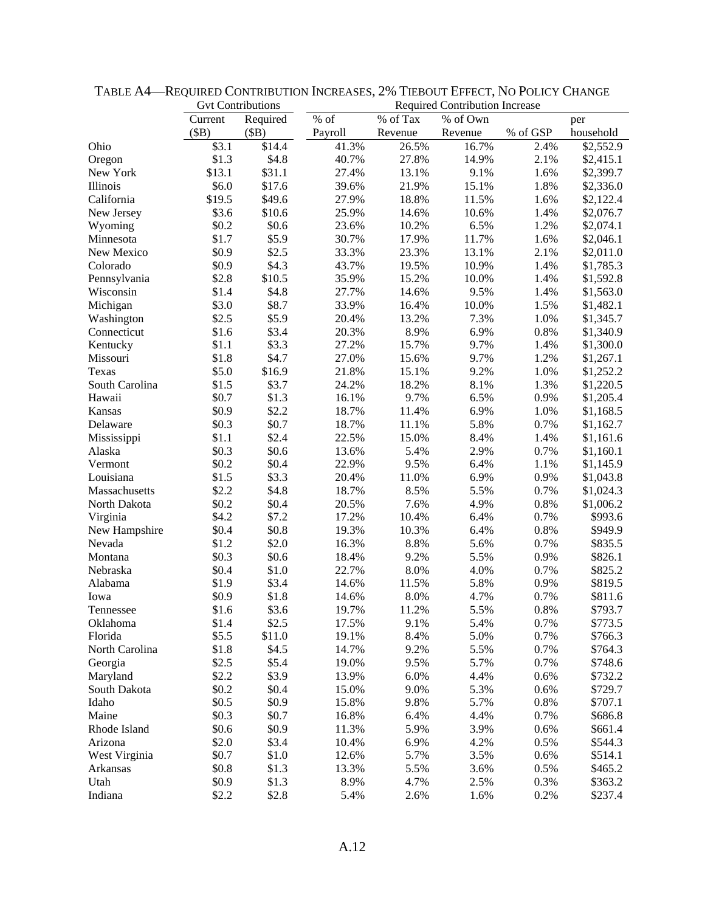TABLE A4—REQUIRED CONTRIBUTION INCREASES, 2% TIEBOUT EFFECT, NO POLICY CHANGE

| | Gvt Contributions | | Required Contribution Increase | | | | |
|---|---|---|---|---|---|---|---|
| | Current ($B) | Required ($B) | % of Payroll | % of Tax Revenue | % of Own Revenue | % of GSP | per household |
| Ohio | $3.1 | $14.4 | 41.3% | 26.5% | 16.7% | 2.4% | $2,552.9 |
| Oregon | $1.3 | $4.8 | 40.7% | 27.8% | 14.9% | 2.1% | $2,415.1 |
| New York | $13.1 | $31.1 | 27.4% | 13.1% | 9.1% | 1.6% | $2,399.7 |
| Illinois | $6.0 | $17.6 | 39.6% | 21.9% | 15.1% | 1.8% | $2,336.0 |
| California | $19.5 | $49.6 | 27.9% | 18.8% | 11.5% | 1.6% | $2,122.4 |
| New Jersey | $3.6 | $10.6 | 25.9% | 14.6% | 10.6% | 1.4% | $2,076.7 |
| Wyoming | $0.2 | $0.6 | 23.6% | 10.2% | 6.5% | 1.2% | $2,074.1 |
| Minnesota | $1.7 | $5.9 | 30.7% | 17.9% | 11.7% | 1.6% | $2,046.1 |
| New Mexico | $0.9 | $2.5 | 33.3% | 23.3% | 13.1% | 2.1% | $2,011.0 |
| Colorado | $0.9 | $4.3 | 43.7% | 19.5% | 10.9% | 1.4% | $1,785.3 |
| Pennsylvania | $2.8 | $10.5 | 35.9% | 15.2% | 10.0% | 1.4% | $1,592.8 |
| Wisconsin | $1.4 | $4.8 | 27.7% | 14.6% | 9.5% | 1.4% | $1,563.0 |
| Michigan | $3.0 | $8.7 | 33.9% | 16.4% | 10.0% | 1.5% | $1,482.1 |
| Washington | $2.5 | $5.9 | 20.4% | 13.2% | 7.3% | 1.0% | $1,345.7 |
| Connecticut | $1.6 | $3.4 | 20.3% | 8.9% | 6.9% | 0.8% | $1,340.9 |
| Kentucky | $1.1 | $3.3 | 27.2% | 15.7% | 9.7% | 1.4% | $1,300.0 |
| Missouri | $1.8 | $4.7 | 27.0% | 15.6% | 9.7% | 1.2% | $1,267.1 |
| Texas | $5.0 | $16.9 | 21.8% | 15.1% | 9.2% | 1.0% | $1,252.2 |
| South Carolina | $1.5 | $3.7 | 24.2% | 18.2% | 8.1% | 1.3% | $1,220.5 |
| Hawaii | $0.7 | $1.3 | 16.1% | 9.7% | 6.5% | 0.9% | $1,205.4 |
| Kansas | $0.9 | $2.2 | 18.7% | 11.4% | 6.9% | 1.0% | $1,168.5 |
| Delaware | $0.3 | $0.7 | 18.7% | 11.1% | 5.8% | 0.7% | $1,162.7 |
| Mississippi | $1.1 | $2.4 | 22.5% | 15.0% | 8.4% | 1.4% | $1,161.6 |
| Alaska | $0.3 | $0.6 | 13.6% | 5.4% | 2.9% | 0.7% | $1,160.1 |
| Vermont | $0.2 | $0.4 | 22.9% | 9.5% | 6.4% | 1.1% | $1,145.9 |
| Louisiana | $1.5 | $3.3 | 20.4% | 11.0% | 6.9% | 0.9% | $1,043.8 |
| Massachusetts | $2.2 | $4.8 | 18.7% | 8.5% | 5.5% | 0.7% | $1,024.3 |
| North Dakota | $0.2 | $0.4 | 20.5% | 7.6% | 4.9% | 0.8% | $1,006.2 |
| Virginia | $4.2 | $7.2 | 17.2% | 10.4% | 6.4% | 0.7% | $993.6 |
| New Hampshire | $0.4 | $0.8 | 19.3% | 10.3% | 6.4% | 0.8% | $949.9 |
| Nevada | $1.2 | $2.0 | 16.3% | 8.8% | 5.6% | 0.7% | $835.5 |
| Montana | $0.3 | $0.6 | 18.4% | 9.2% | 5.5% | 0.9% | $826.1 |
| Nebraska | $0.4 | $1.0 | 22.7% | 8.0% | 4.0% | 0.7% | $825.2 |
| Alabama | $1.9 | $3.4 | 14.6% | 11.5% | 5.8% | 0.9% | $819.5 |
| Iowa | $0.9 | $1.8 | 14.6% | 8.0% | 4.7% | 0.7% | $811.6 |
| Tennessee | $1.6 | $3.6 | 19.7% | 11.2% | 5.5% | 0.8% | $793.7 |
| Oklahoma | $1.4 | $2.5 | 17.5% | 9.1% | 5.4% | 0.7% | $773.5 |
| Florida | $5.5 | $11.0 | 19.1% | 8.4% | 5.0% | 0.7% | $766.3 |
| North Carolina | $1.8 | $4.5 | 14.7% | 9.2% | 5.5% | 0.7% | $764.3 |
| Georgia | $2.5 | $5.4 | 19.0% | 9.5% | 5.7% | 0.7% | $748.6 |
| Maryland | $2.2 | $3.9 | 13.9% | 6.0% | 4.4% | 0.6% | $732.2 |
| South Dakota | $0.2 | $0.4 | 15.0% | 9.0% | 5.3% | 0.6% | $729.7 |
| Idaho | $0.5 | $0.9 | 15.8% | 9.8% | 5.7% | 0.8% | $707.1 |
| Maine | $0.3 | $0.7 | 16.8% | 6.4% | 4.4% | 0.7% | $686.8 |
| Rhode Island | $0.6 | $0.9 | 11.3% | 5.9% | 3.9% | 0.6% | $661.4 |
| Arizona | $2.0 | $3.4 | 10.4% | 6.9% | 4.2% | 0.5% | $544.3 |
| West Virginia | $0.7 | $1.0 | 12.6% | 5.7% | 3.5% | 0.6% | $514.1 |
| Arkansas | $0.8 | $1.3 | 13.3% | 5.5% | 3.6% | 0.5% | $465.2 |
| Utah | $0.9 | $1.3 | 8.9% | 4.7% | 2.5% | 0.3% | $363.2 |
| Indiana | $2.2 | $2.8 | 5.4% | 2.6% | 1.6% | 0.2% | $237.4 |